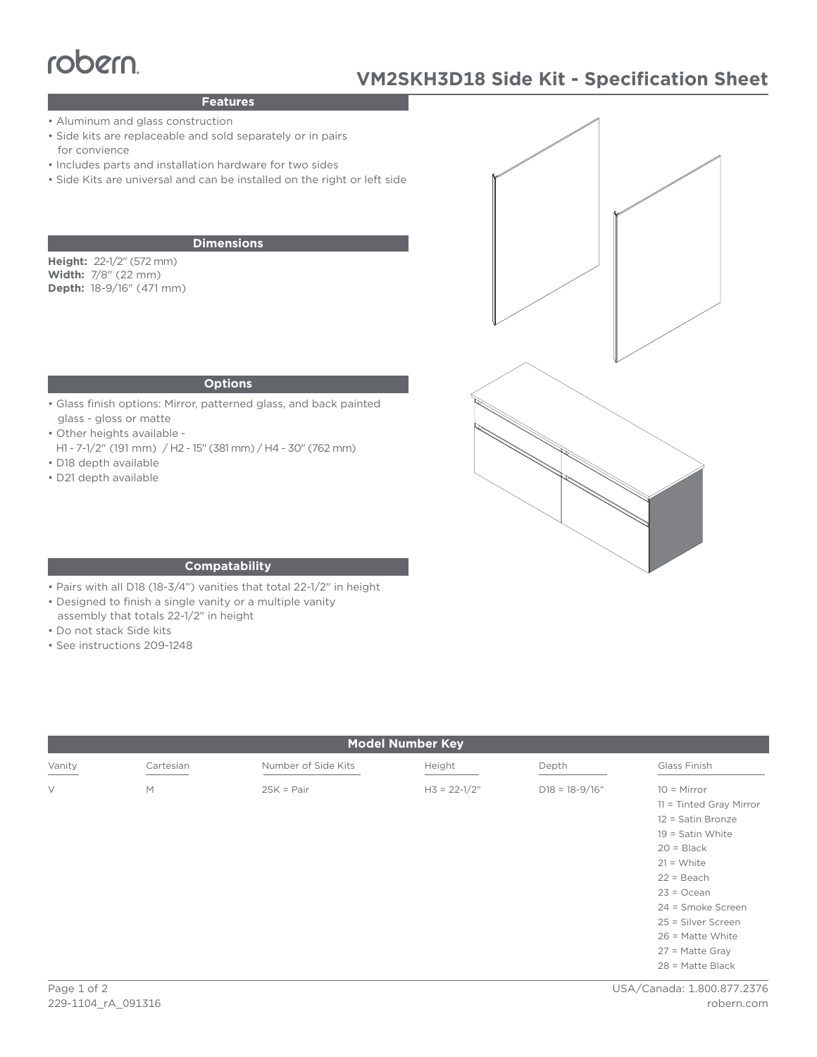robern

# VM2SKH3D18 Side Kit - Specification Sheet

## Features

- Aluminum and glass construction
- Side kits are replaceable and sold separately or in pairs for convience
- Includes parts and installation hardware for two sides
- Side Kits are universal and can be installed on the right or left side

## Dimensions

**Height:** 22-1/2" (572 mm)
**Width:** 7/8" (22 mm)
**Depth:** 18-9/16" (471 mm)

## Options

- Glass finish options: Mirror, patterned glass, and back painted glass - gloss or matte
- Other heights available - H1 - 7-1/2" (191 mm) / H2 - 15" (381 mm) / H4 - 30" (762 mm)
- D18 depth available
- D21 depth available

## Compatability

- Pairs with all D18 (18-3/4") vanities that total 22-1/2" in height
- Designed to finish a single vanity or a multiple vanity assembly that totals 22-1/2" in height
- Do not stack Side kits
- See instructions 209-1248

## Model Number Key

| Vanity | Cartesian | Number of Side Kits | Height | Depth | Glass Finish |
|---|---|---|---|---|---|
| V | M | 2SK = Pair | H3 = 22-1/2" | D18 = 18-9/16" | 10 = Mirror |
| | | | | | 11 = Tinted Gray Mirror |
| | | | | | 12 = Satin Bronze |
| | | | | | 19 = Satin White |
| | | | | | 20 = Black |
| | | | | | 21 = White |
| | | | | | 22 = Beach |
| | | | | | 23 = Ocean |
| | | | | | 24 = Smoke Screen |
| | | | | | 25 = Silver Screen |
| | | | | | 26 = Matte White |
| | | | | | 27 = Matte Gray |
| | | | | | 28 = Matte Black |

229-1104_rA_091316

USA/Canada: 1.800.877.2376
robern.com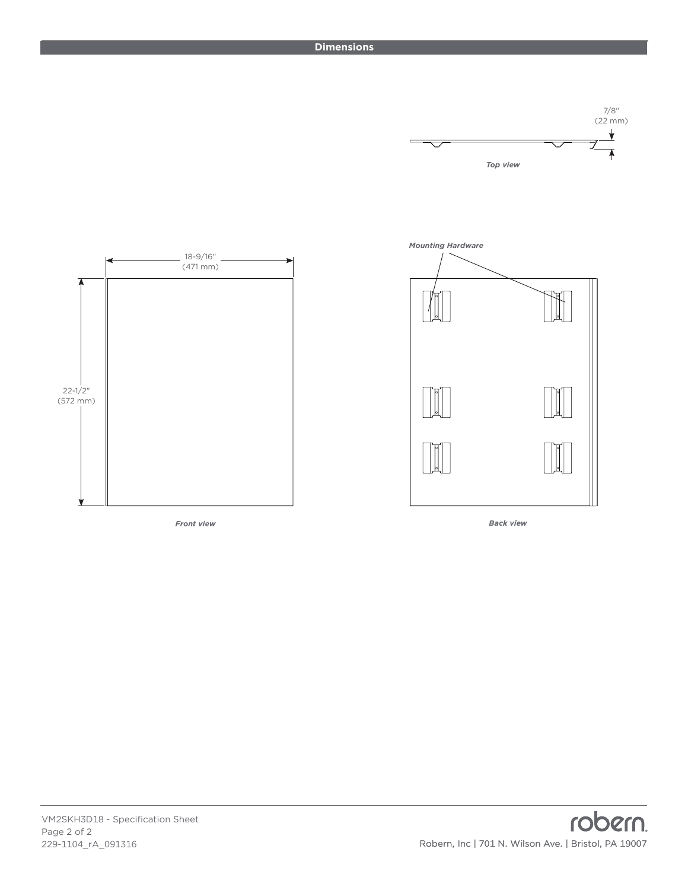## Dimensions

7/8″
(22 mm)

*Top view*

18-9/16″
(471 mm)

22-1/2″
(572 mm)

*Front view*

*Mounting Hardware*

*Back view*